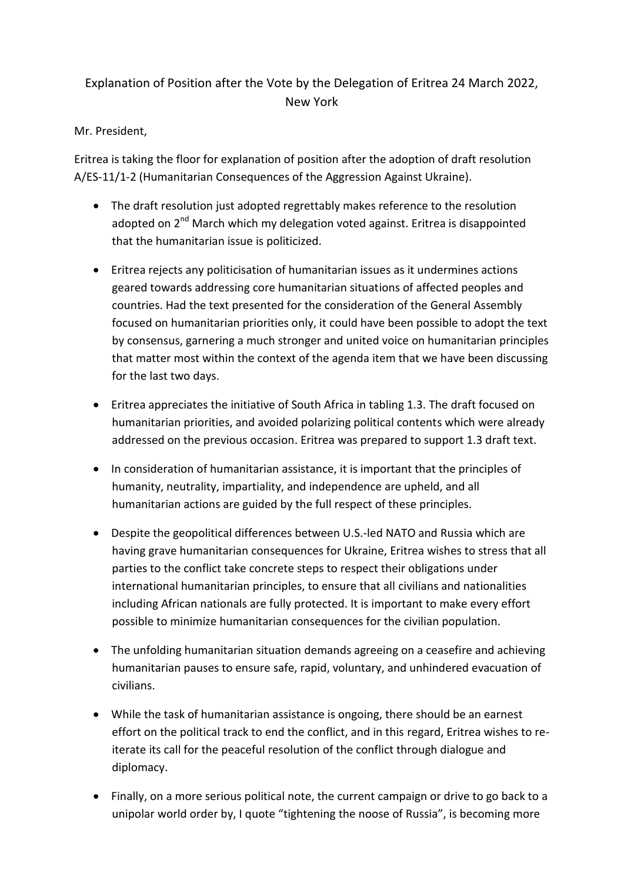# Explanation of Position after the Vote by the Delegation of Eritrea 24 March 2022, New York

Mr. President,

Eritrea is taking the floor for explanation of position after the adoption of draft resolution A/ES-11/1-2 (Humanitarian Consequences of the Aggression Against Ukraine).

- The draft resolution just adopted regrettably makes reference to the resolution adopted on 2nd March which my delegation voted against. Eritrea is disappointed that the humanitarian issue is politicized.

- Eritrea rejects any politicisation of humanitarian issues as it undermines actions geared towards addressing core humanitarian situations of affected peoples and countries. Had the text presented for the consideration of the General Assembly focused on humanitarian priorities only, it could have been possible to adopt the text by consensus, garnering a much stronger and united voice on humanitarian principles that matter most within the context of the agenda item that we have been discussing for the last two days.

- Eritrea appreciates the initiative of South Africa in tabling 1.3. The draft focused on humanitarian priorities, and avoided polarizing political contents which were already addressed on the previous occasion. Eritrea was prepared to support 1.3 draft text.

- In consideration of humanitarian assistance, it is important that the principles of humanity, neutrality, impartiality, and independence are upheld, and all humanitarian actions are guided by the full respect of these principles.

- Despite the geopolitical differences between U.S.-led NATO and Russia which are having grave humanitarian consequences for Ukraine, Eritrea wishes to stress that all parties to the conflict take concrete steps to respect their obligations under international humanitarian principles, to ensure that all civilians and nationalities including African nationals are fully protected. It is important to make every effort possible to minimize humanitarian consequences for the civilian population.

- The unfolding humanitarian situation demands agreeing on a ceasefire and achieving humanitarian pauses to ensure safe, rapid, voluntary, and unhindered evacuation of civilians.

- While the task of humanitarian assistance is ongoing, there should be an earnest effort on the political track to end the conflict, and in this regard, Eritrea wishes to re-iterate its call for the peaceful resolution of the conflict through dialogue and diplomacy.

- Finally, on a more serious political note, the current campaign or drive to go back to a unipolar world order by, I quote "tightening the noose of Russia", is becoming more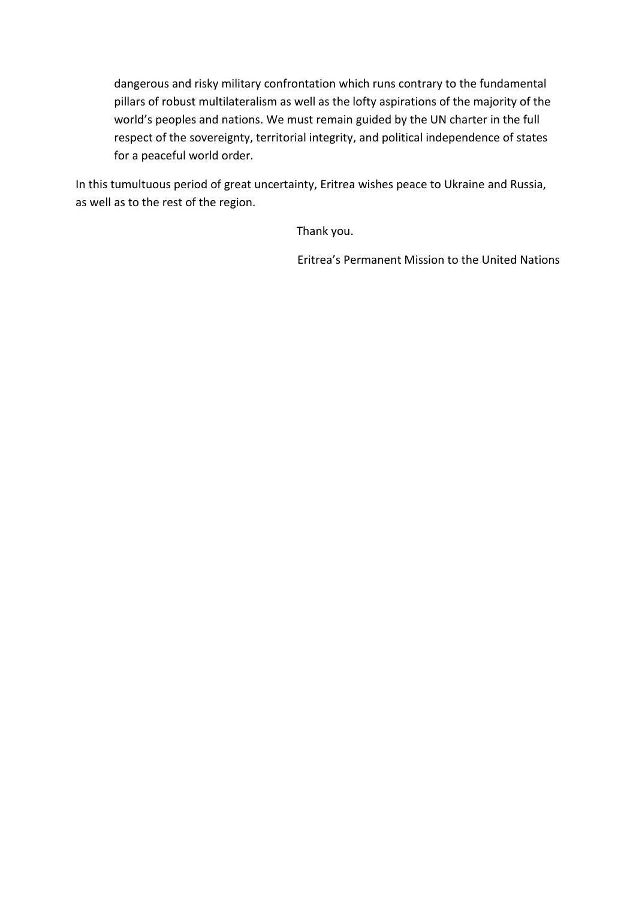dangerous and risky military confrontation which runs contrary to the fundamental pillars of robust multilateralism as well as the lofty aspirations of the majority of the world's peoples and nations. We must remain guided by the UN charter in the full respect of the sovereignty, territorial integrity, and political independence of states for a peaceful world order.

In this tumultuous period of great uncertainty, Eritrea wishes peace to Ukraine and Russia, as well as to the rest of the region.

Thank you.

Eritrea's Permanent Mission to the United Nations